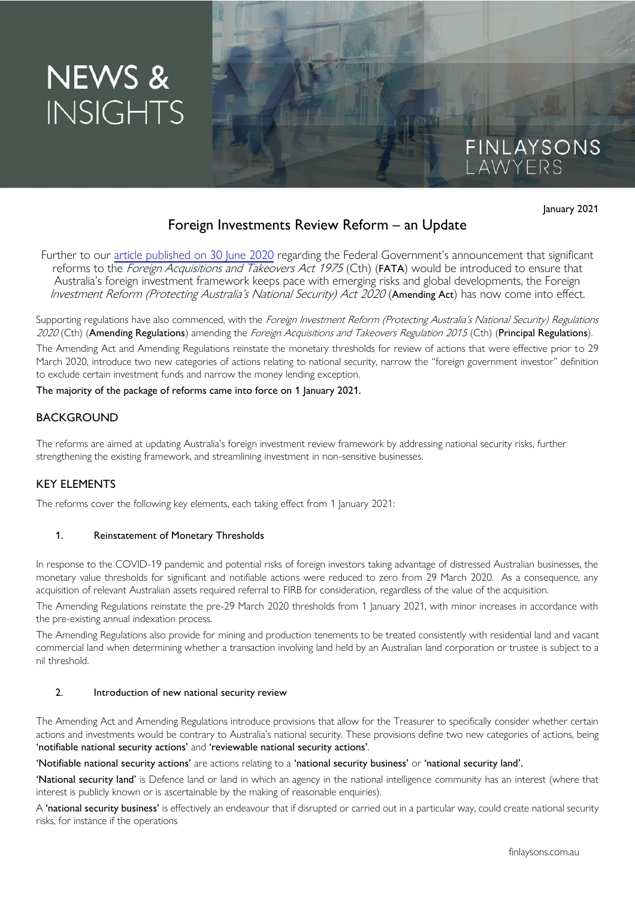# NEWS & INSIGHTS

FINLAYSONS LAWYERS

January 2021

## Foreign Investments Review Reform – an Update

Further to our article published on 30 June 2020 regarding the Federal Government's announcement that significant reforms to the *Foreign Acquisitions and Takeovers Act 1975* (Cth) (**FATA**) would be introduced to ensure that Australia's foreign investment framework keeps pace with emerging risks and global developments, the Foreign *Investment Reform (Protecting Australia's National Security) Act 2020* (**Amending Act**) has now come into effect.

Supporting regulations have also commenced, with the *Foreign Investment Reform (Protecting Australia's National Security) Regulations 2020* (Cth) (**Amending Regulations**) amending the *Foreign Acquisitions and Takeovers Regulation 2015* (Cth) (**Principal Regulations**).

The Amending Act and Amending Regulations reinstate the monetary thresholds for review of actions that were effective prior to 29 March 2020, introduce two new categories of actions relating to national security, narrow the "foreign government investor" definition to exclude certain investment funds and narrow the money lending exception.

**The majority of the package of reforms came into force on 1 January 2021.**

## BACKGROUND

The reforms are aimed at updating Australia's foreign investment review framework by addressing national security risks, further strengthening the existing framework, and streamlining investment in non-sensitive businesses.

## KEY ELEMENTS

The reforms cover the following key elements, each taking effect from 1 January 2021:

### 1. Reinstatement of Monetary Thresholds

In response to the COVID-19 pandemic and potential risks of foreign investors taking advantage of distressed Australian businesses, the monetary value thresholds for significant and notifiable actions were reduced to zero from 29 March 2020. As a consequence, any acquisition of relevant Australian assets required referral to FIRB for consideration, regardless of the value of the acquisition.

The Amending Regulations reinstate the pre-29 March 2020 thresholds from 1 January 2021, with minor increases in accordance with the pre-existing annual indexation process.

The Amending Regulations also provide for mining and production tenements to be treated consistently with residential land and vacant commercial land when determining whether a transaction involving land held by an Australian land corporation or trustee is subject to a nil threshold.

### 2. Introduction of new national security review

The Amending Act and Amending Regulations introduce provisions that allow for the Treasurer to specifically consider whether certain actions and investments would be contrary to Australia's national security. These provisions define two new categories of actions, being **'notifiable national security actions'** and **'reviewable national security actions'**.

**'Notifiable national security actions'** are actions relating to a **'national security business'** or **'national security land'.**

**'National security land'** is Defence land or land in which an agency in the national intelligence community has an interest (where that interest is publicly known or is ascertainable by the making of reasonable enquiries).

A **'national security business'** is effectively an endeavour that if disrupted or carried out in a particular way, could create national security risks, for instance if the operations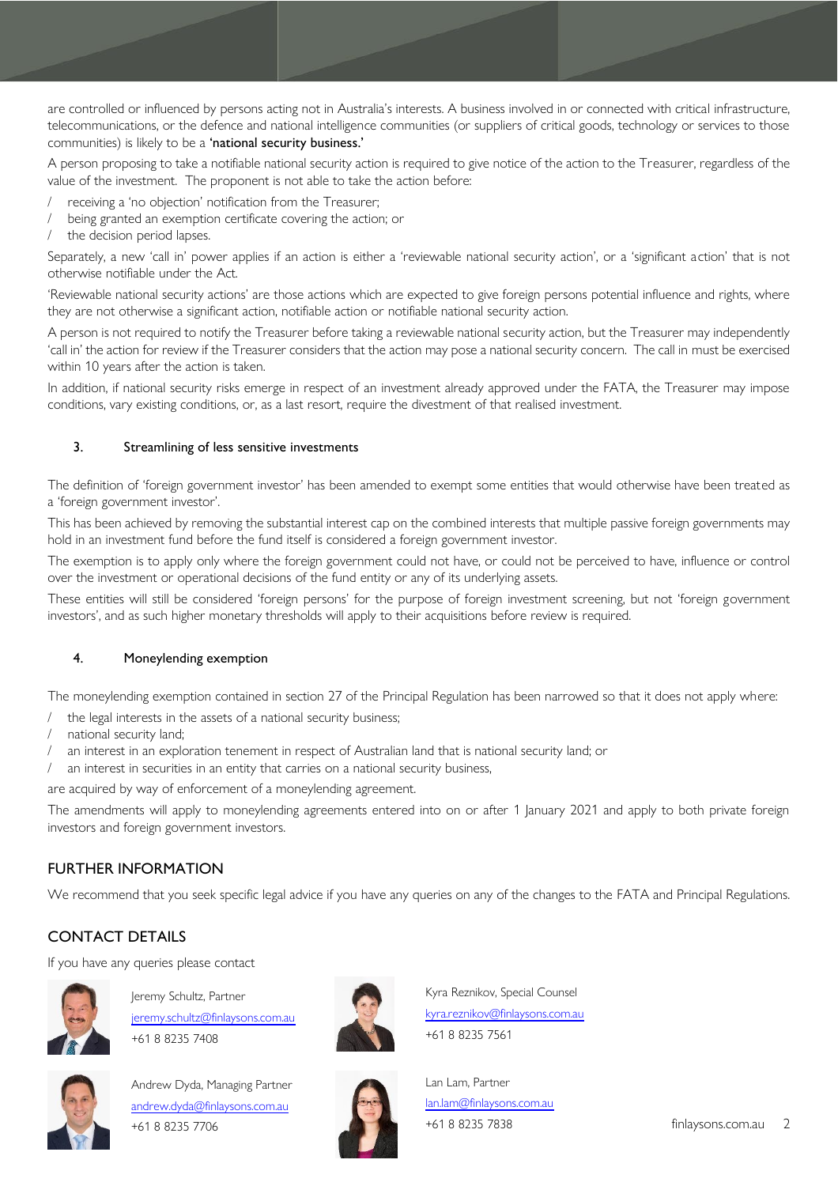are controlled or influenced by persons acting not in Australia's interests. A business involved in or connected with critical infrastructure, telecommunications, or the defence and national intelligence communities (or suppliers of critical goods, technology or services to those communities) is likely to be a **'national security business.'**

A person proposing to take a notifiable national security action is required to give notice of the action to the Treasurer, regardless of the value of the investment. The proponent is not able to take the action before:

- receiving a 'no objection' notification from the Treasurer;
- being granted an exemption certificate covering the action; or
- the decision period lapses.

Separately, a new 'call in' power applies if an action is either a 'reviewable national security action', or a 'significant action' that is not otherwise notifiable under the Act.

'Reviewable national security actions' are those actions which are expected to give foreign persons potential influence and rights, where they are not otherwise a significant action, notifiable action or notifiable national security action.

A person is not required to notify the Treasurer before taking a reviewable national security action, but the Treasurer may independently 'call in' the action for review if the Treasurer considers that the action may pose a national security concern. The call in must be exercised within 10 years after the action is taken.

In addition, if national security risks emerge in respect of an investment already approved under the FATA, the Treasurer may impose conditions, vary existing conditions, or, as a last resort, require the divestment of that realised investment.

### 3. Streamlining of less sensitive investments

The definition of 'foreign government investor' has been amended to exempt some entities that would otherwise have been treated as a 'foreign government investor'.

This has been achieved by removing the substantial interest cap on the combined interests that multiple passive foreign governments may hold in an investment fund before the fund itself is considered a foreign government investor.

The exemption is to apply only where the foreign government could not have, or could not be perceived to have, influence or control over the investment or operational decisions of the fund entity or any of its underlying assets.

These entities will still be considered 'foreign persons' for the purpose of foreign investment screening, but not 'foreign government investors', and as such higher monetary thresholds will apply to their acquisitions before review is required.

### 4. Moneylending exemption

The moneylending exemption contained in section 27 of the Principal Regulation has been narrowed so that it does not apply where:

- the legal interests in the assets of a national security business;
- national security land;
- an interest in an exploration tenement in respect of Australian land that is national security land; or
- an interest in securities in an entity that carries on a national security business,

are acquired by way of enforcement of a moneylending agreement.

The amendments will apply to moneylending agreements entered into on or after 1 January 2021 and apply to both private foreign investors and foreign government investors.

## FURTHER INFORMATION

We recommend that you seek specific legal advice if you have any queries on any of the changes to the FATA and Principal Regulations.

## CONTACT DETAILS

If you have any queries please contact

Jeremy Schultz, Partner
jeremy.schultz@finlaysons.com.au
+61 8 8235 7408

Kyra Reznikov, Special Counsel
kyra.reznikov@finlaysons.com.au
+61 8 8235 7561

Andrew Dyda, Managing Partner
andrew.dyda@finlaysons.com.au
+61 8 8235 7706

Lan Lam, Partner
lan.lam@finlaysons.com.au
+61 8 8235 7838

finlaysons.com.au